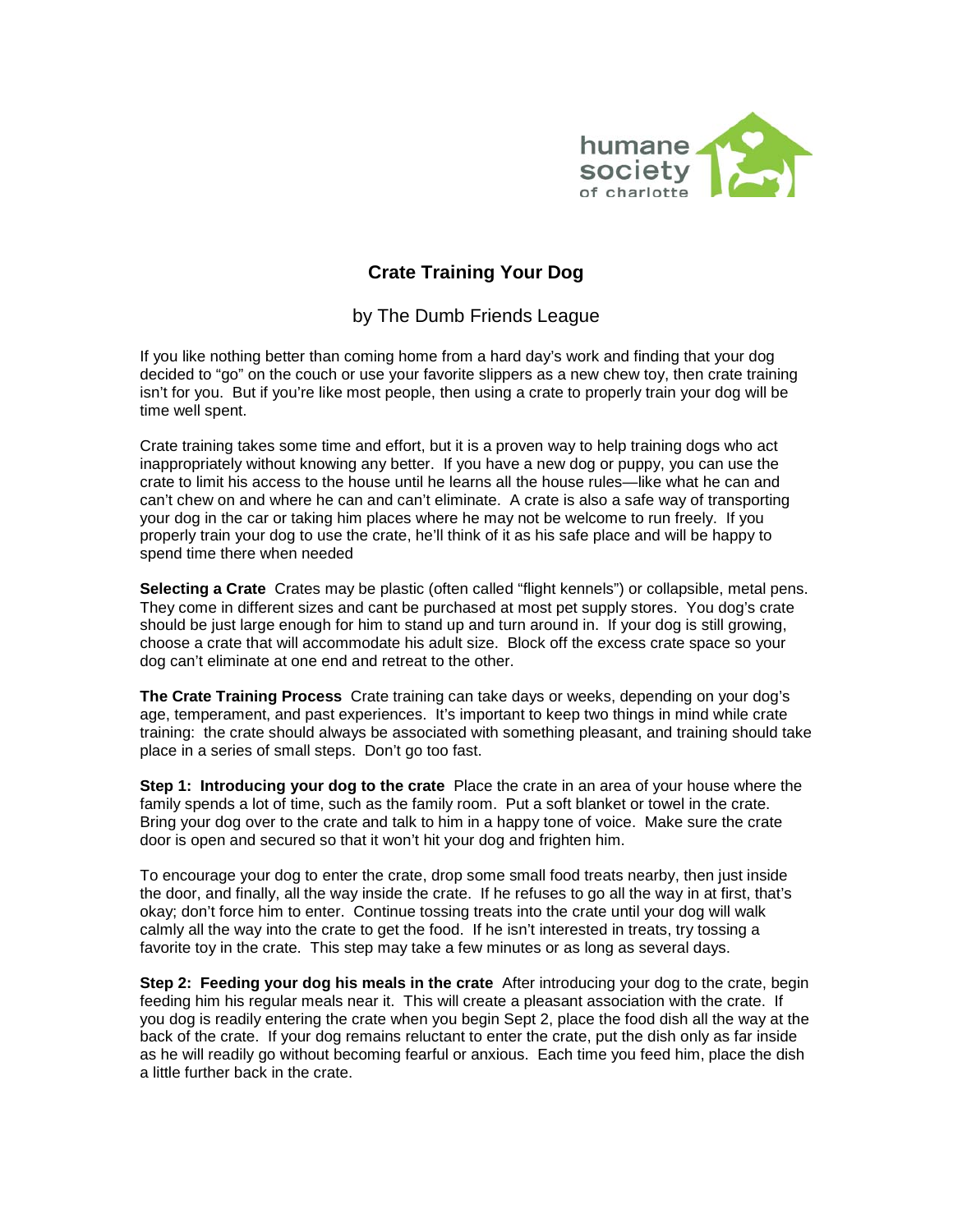humane society of charlotte

# Crate Training Your Dog

by The Dumb Friends League

If you like nothing better than coming home from a hard day's work and finding that your dog decided to "go" on the couch or use your favorite slippers as a new chew toy, then crate training isn't for you. But if you're like most people, then using a crate to properly train your dog will be time well spent.

Crate training takes some time and effort, but it is a proven way to help training dogs who act inappropriately without knowing any better. If you have a new dog or puppy, you can use the crate to limit his access to the house until he learns all the house rules—like what he can and can't chew on and where he can and can't eliminate. A crate is also a safe way of transporting your dog in the car or taking him places where he may not be welcome to run freely. If you properly train your dog to use the crate, he'll think of it as his safe place and will be happy to spend time there when needed

**Selecting a Crate** Crates may be plastic (often called "flight kennels") or collapsible, metal pens. They come in different sizes and cant be purchased at most pet supply stores. You dog's crate should be just large enough for him to stand up and turn around in. If your dog is still growing, choose a crate that will accommodate his adult size. Block off the excess crate space so your dog can't eliminate at one end and retreat to the other.

**The Crate Training Process** Crate training can take days or weeks, depending on your dog's age, temperament, and past experiences. It's important to keep two things in mind while crate training: the crate should always be associated with something pleasant, and training should take place in a series of small steps. Don't go too fast.

**Step 1: Introducing your dog to the crate** Place the crate in an area of your house where the family spends a lot of time, such as the family room. Put a soft blanket or towel in the crate. Bring your dog over to the crate and talk to him in a happy tone of voice. Make sure the crate door is open and secured so that it won't hit your dog and frighten him.

To encourage your dog to enter the crate, drop some small food treats nearby, then just inside the door, and finally, all the way inside the crate. If he refuses to go all the way in at first, that's okay; don't force him to enter. Continue tossing treats into the crate until your dog will walk calmly all the way into the crate to get the food. If he isn't interested in treats, try tossing a favorite toy in the crate. This step may take a few minutes or as long as several days.

**Step 2: Feeding your dog his meals in the crate** After introducing your dog to the crate, begin feeding him his regular meals near it. This will create a pleasant association with the crate. If you dog is readily entering the crate when you begin Sept 2, place the food dish all the way at the back of the crate. If your dog remains reluctant to enter the crate, put the dish only as far inside as he will readily go without becoming fearful or anxious. Each time you feed him, place the dish a little further back in the crate.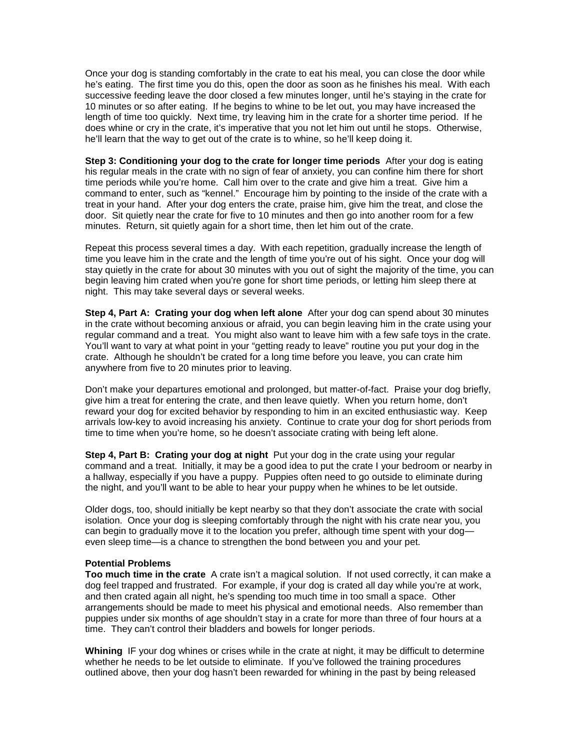Once your dog is standing comfortably in the crate to eat his meal, you can close the door while he's eating. The first time you do this, open the door as soon as he finishes his meal. With each successive feeding leave the door closed a few minutes longer, until he's staying in the crate for 10 minutes or so after eating. If he begins to whine to be let out, you may have increased the length of time too quickly. Next time, try leaving him in the crate for a shorter time period. If he does whine or cry in the crate, it's imperative that you not let him out until he stops. Otherwise, he'll learn that the way to get out of the crate is to whine, so he'll keep doing it.

**Step 3: Conditioning your dog to the crate for longer time periods** After your dog is eating his regular meals in the crate with no sign of fear of anxiety, you can confine him there for short time periods while you're home. Call him over to the crate and give him a treat. Give him a command to enter, such as "kennel." Encourage him by pointing to the inside of the crate with a treat in your hand. After your dog enters the crate, praise him, give him the treat, and close the door. Sit quietly near the crate for five to 10 minutes and then go into another room for a few minutes. Return, sit quietly again for a short time, then let him out of the crate.

Repeat this process several times a day. With each repetition, gradually increase the length of time you leave him in the crate and the length of time you're out of his sight. Once your dog will stay quietly in the crate for about 30 minutes with you out of sight the majority of the time, you can begin leaving him crated when you're gone for short time periods, or letting him sleep there at night. This may take several days or several weeks.

**Step 4, Part A: Crating your dog when left alone** After your dog can spend about 30 minutes in the crate without becoming anxious or afraid, you can begin leaving him in the crate using your regular command and a treat. You might also want to leave him with a few safe toys in the crate. You'll want to vary at what point in your "getting ready to leave" routine you put your dog in the crate. Although he shouldn't be crated for a long time before you leave, you can crate him anywhere from five to 20 minutes prior to leaving.

Don't make your departures emotional and prolonged, but matter-of-fact. Praise your dog briefly, give him a treat for entering the crate, and then leave quietly. When you return home, don't reward your dog for excited behavior by responding to him in an excited enthusiastic way. Keep arrivals low-key to avoid increasing his anxiety. Continue to crate your dog for short periods from time to time when you're home, so he doesn't associate crating with being left alone.

**Step 4, Part B: Crating your dog at night** Put your dog in the crate using your regular command and a treat. Initially, it may be a good idea to put the crate I your bedroom or nearby in a hallway, especially if you have a puppy. Puppies often need to go outside to eliminate during the night, and you'll want to be able to hear your puppy when he whines to be let outside.

Older dogs, too, should initially be kept nearby so that they don't associate the crate with social isolation. Once your dog is sleeping comfortably through the night with his crate near you, you can begin to gradually move it to the location you prefer, although time spent with your dog—even sleep time—is a chance to strengthen the bond between you and your pet.

**Potential Problems**

**Too much time in the crate** A crate isn't a magical solution. If not used correctly, it can make a dog feel trapped and frustrated. For example, if your dog is crated all day while you're at work, and then crated again all night, he's spending too much time in too small a space. Other arrangements should be made to meet his physical and emotional needs. Also remember than puppies under six months of age shouldn't stay in a crate for more than three of four hours at a time. They can't control their bladders and bowels for longer periods.

**Whining** IF your dog whines or crises while in the crate at night, it may be difficult to determine whether he needs to be let outside to eliminate. If you've followed the training procedures outlined above, then your dog hasn't been rewarded for whining in the past by being released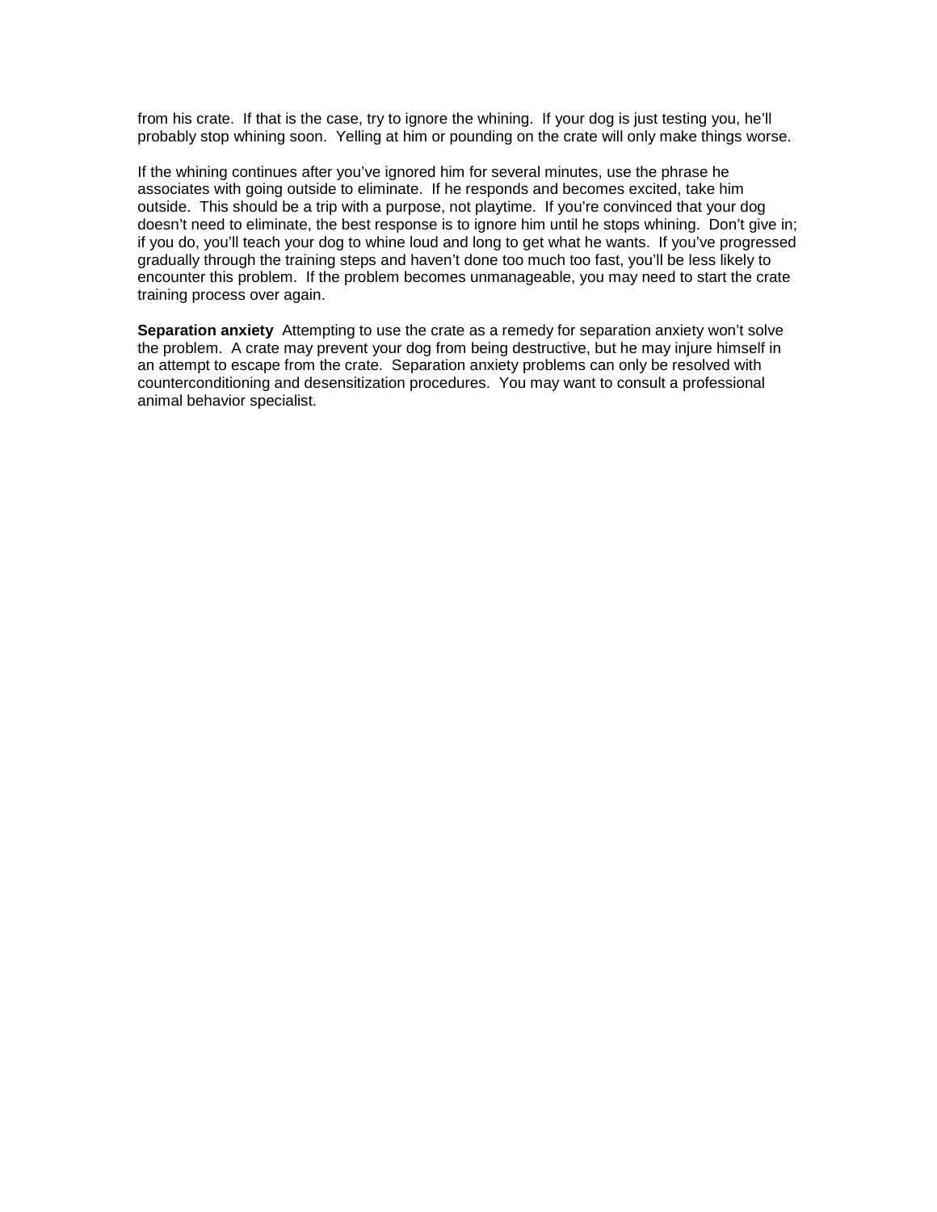from his crate. If that is the case, try to ignore the whining. If your dog is just testing you, he'll probably stop whining soon. Yelling at him or pounding on the crate will only make things worse.

If the whining continues after you've ignored him for several minutes, use the phrase he associates with going outside to eliminate. If he responds and becomes excited, take him outside. This should be a trip with a purpose, not playtime. If you're convinced that your dog doesn't need to eliminate, the best response is to ignore him until he stops whining. Don't give in; if you do, you'll teach your dog to whine loud and long to get what he wants. If you've progressed gradually through the training steps and haven't done too much too fast, you'll be less likely to encounter this problem. If the problem becomes unmanageable, you may need to start the crate training process over again.

**Separation anxiety** Attempting to use the crate as a remedy for separation anxiety won't solve the problem. A crate may prevent your dog from being destructive, but he may injure himself in an attempt to escape from the crate. Separation anxiety problems can only be resolved with counterconditioning and desensitization procedures. You may want to consult a professional animal behavior specialist.